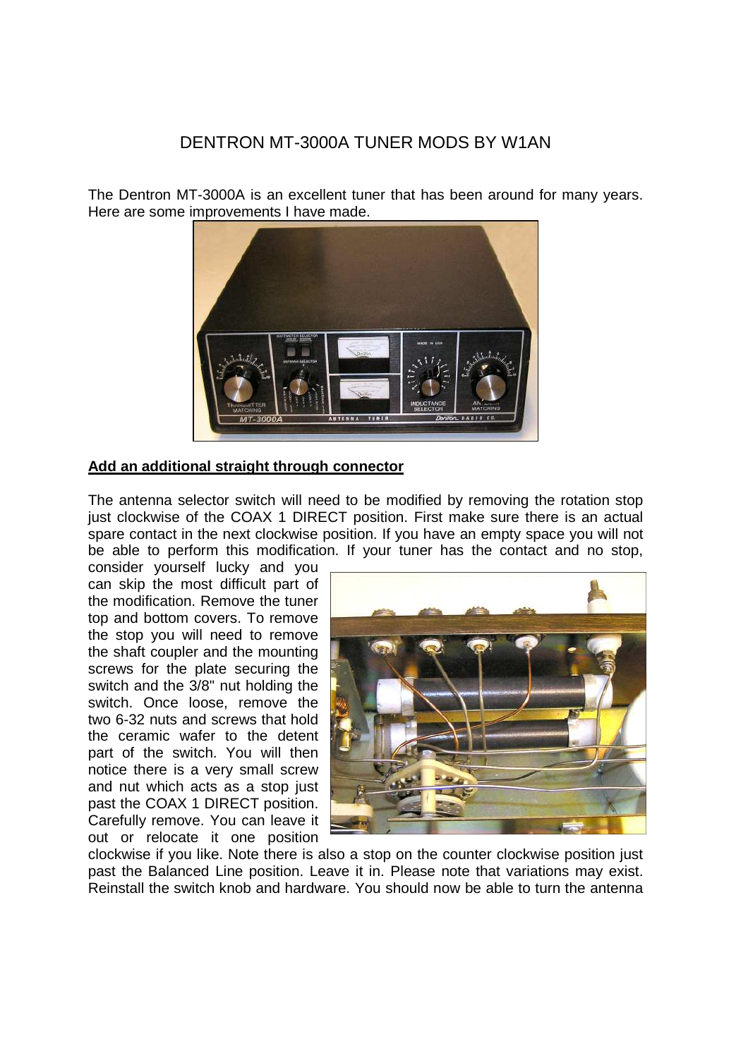# DENTRON MT-3000A TUNER MODS BY W1AN

The Dentron MT-3000A is an excellent tuner that has been around for many years. Here are some improvements I have made.

**Add an additional straight through connector**

The antenna selector switch will need to be modified by removing the rotation stop just clockwise of the COAX 1 DIRECT position. First make sure there is an actual spare contact in the next clockwise position. If you have an empty space you will not be able to perform this modification. If your tuner has the contact and no stop, consider yourself lucky and you can skip the most difficult part of the modification. Remove the tuner top and bottom covers. To remove the stop you will need to remove the shaft coupler and the mounting screws for the plate securing the switch and the 3/8" nut holding the switch. Once loose, remove the two 6-32 nuts and screws that hold the ceramic wafer to the detent part of the switch. You will then notice there is a very small screw and nut which acts as a stop just past the COAX 1 DIRECT position. Carefully remove. You can leave it out or relocate it one position clockwise if you like. Note there is also a stop on the counter clockwise position just past the Balanced Line position. Leave it in. Please note that variations may exist. Reinstall the switch knob and hardware. You should now be able to turn the antenna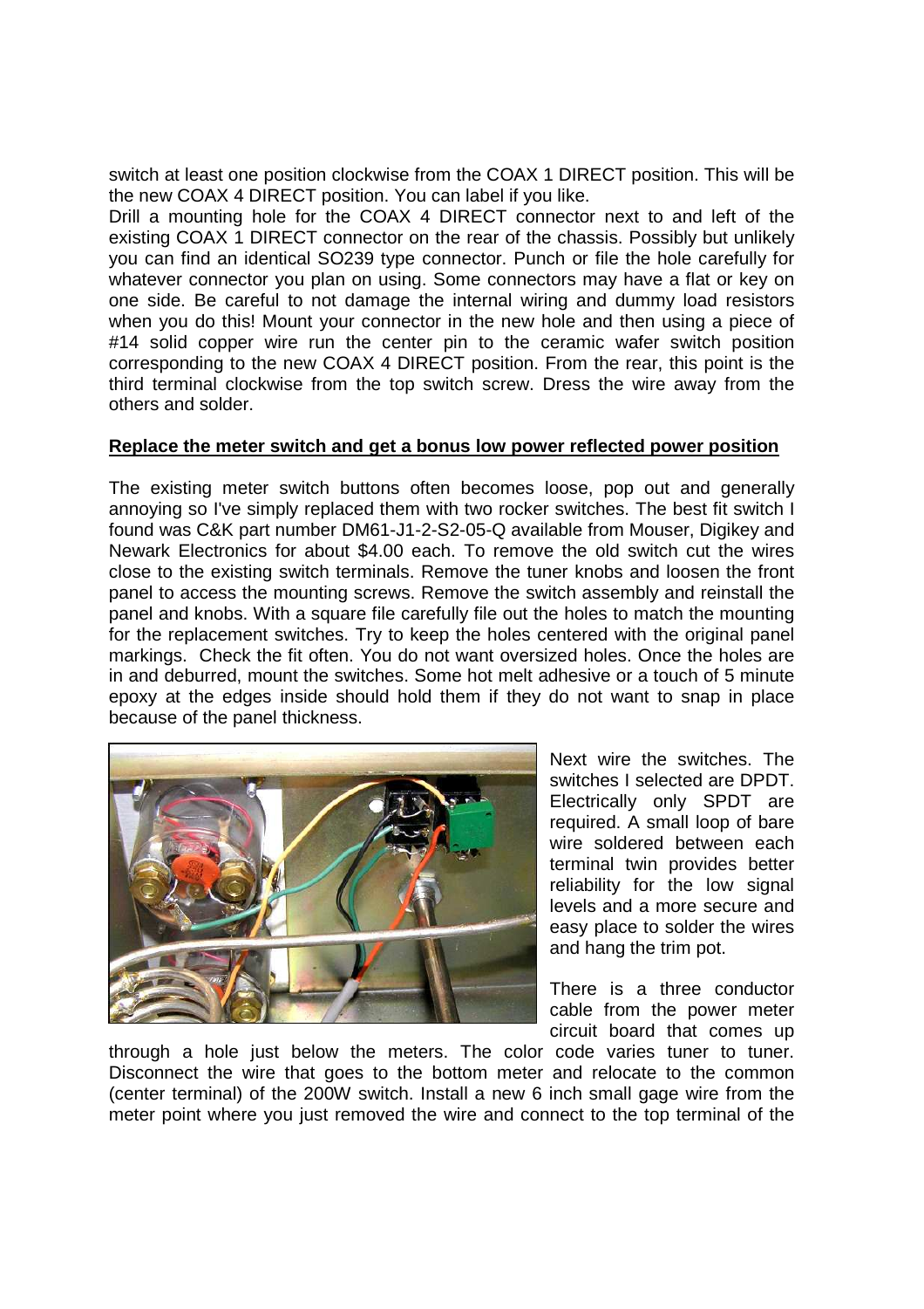switch at least one position clockwise from the COAX 1 DIRECT position. This will be the new COAX 4 DIRECT position. You can label if you like.

Drill a mounting hole for the COAX 4 DIRECT connector next to and left of the existing COAX 1 DIRECT connector on the rear of the chassis. Possibly but unlikely you can find an identical SO239 type connector. Punch or file the hole carefully for whatever connector you plan on using. Some connectors may have a flat or key on one side. Be careful to not damage the internal wiring and dummy load resistors when you do this! Mount your connector in the new hole and then using a piece of #14 solid copper wire run the center pin to the ceramic wafer switch position corresponding to the new COAX 4 DIRECT position. From the rear, this point is the third terminal clockwise from the top switch screw. Dress the wire away from the others and solder.

**Replace the meter switch and get a bonus low power reflected power position**

The existing meter switch buttons often becomes loose, pop out and generally annoying so I've simply replaced them with two rocker switches. The best fit switch I found was C&K part number DM61-J1-2-S2-05-Q available from Mouser, Digikey and Newark Electronics for about $4.00 each. To remove the old switch cut the wires close to the existing switch terminals. Remove the tuner knobs and loosen the front panel to access the mounting screws. Remove the switch assembly and reinstall the panel and knobs. With a square file carefully file out the holes to match the mounting for the replacement switches. Try to keep the holes centered with the original panel markings. Check the fit often. You do not want oversized holes. Once the holes are in and deburred, mount the switches. Some hot melt adhesive or a touch of 5 minute epoxy at the edges inside should hold them if they do not want to snap in place because of the panel thickness.

Next wire the switches. The switches I selected are DPDT. Electrically only SPDT are required. A small loop of bare wire soldered between each terminal twin provides better reliability for the low signal levels and a more secure and easy place to solder the wires and hang the trim pot.

There is a three conductor cable from the power meter circuit board that comes up through a hole just below the meters. The color code varies tuner to tuner. Disconnect the wire that goes to the bottom meter and relocate to the common (center terminal) of the 200W switch. Install a new 6 inch small gage wire from the meter point where you just removed the wire and connect to the top terminal of the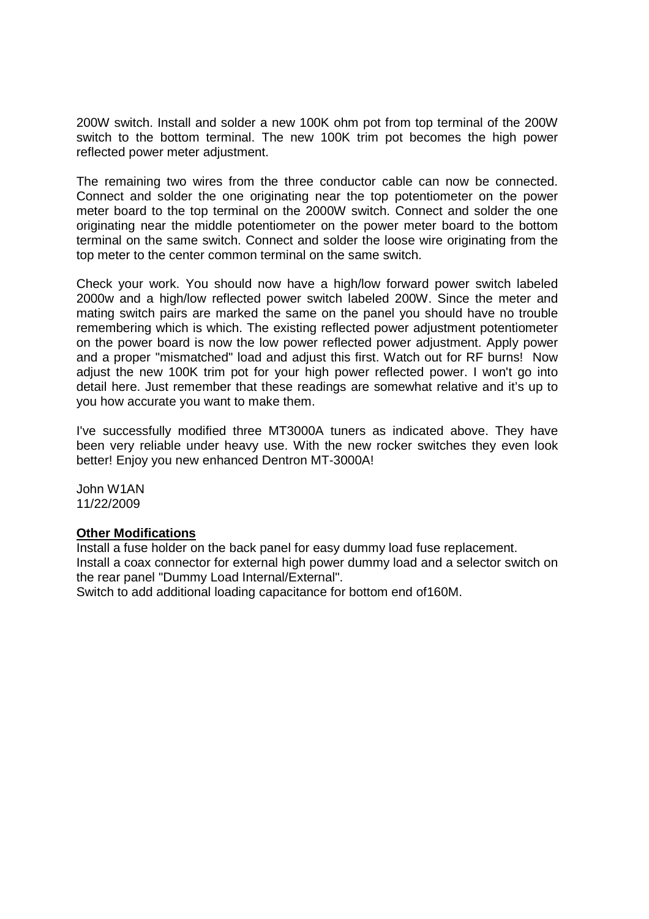200W switch. Install and solder a new 100K ohm pot from top terminal of the 200W switch to the bottom terminal. The new 100K trim pot becomes the high power reflected power meter adjustment.

The remaining two wires from the three conductor cable can now be connected. Connect and solder the one originating near the top potentiometer on the power meter board to the top terminal on the 2000W switch. Connect and solder the one originating near the middle potentiometer on the power meter board to the bottom terminal on the same switch. Connect and solder the loose wire originating from the top meter to the center common terminal on the same switch.

Check your work. You should now have a high/low forward power switch labeled 2000w and a high/low reflected power switch labeled 200W. Since the meter and mating switch pairs are marked the same on the panel you should have no trouble remembering which is which. The existing reflected power adjustment potentiometer on the power board is now the low power reflected power adjustment. Apply power and a proper "mismatched" load and adjust this first. Watch out for RF burns! Now adjust the new 100K trim pot for your high power reflected power. I won't go into detail here. Just remember that these readings are somewhat relative and it's up to you how accurate you want to make them.

I've successfully modified three MT3000A tuners as indicated above. They have been very reliable under heavy use. With the new rocker switches they even look better! Enjoy you new enhanced Dentron MT-3000A!

John W1AN
11/22/2009

**Other Modifications**

Install a fuse holder on the back panel for easy dummy load fuse replacement.
Install a coax connector for external high power dummy load and a selector switch on the rear panel "Dummy Load Internal/External".
Switch to add additional loading capacitance for bottom end of160M.